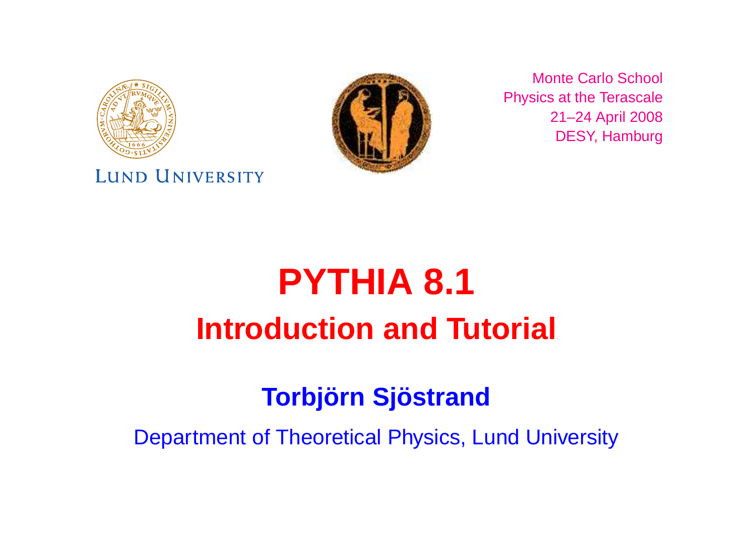LUND UNIVERSITY

Monte Carlo School
Physics at the Terascale
21–24 April 2008
DESY, Hamburg

# PYTHIA 8.1

## Introduction and Tutorial

**Torbjörn Sjöstrand**

Department of Theoretical Physics, Lund University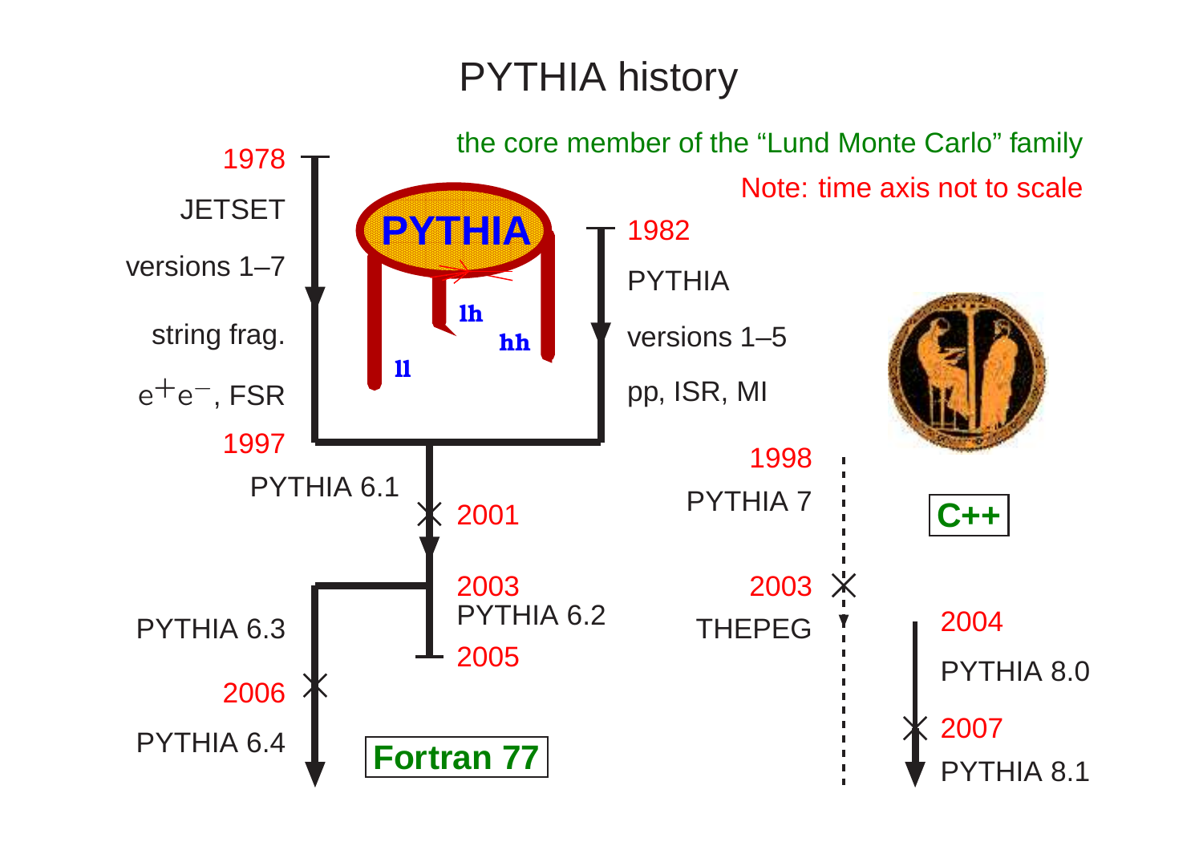# PYTHIA history

the core member of the "Lund Monte Carlo" family

Note: time axis not to scale

1978

JETSET

versions 1–7

string frag.

$e^+e^-$, FSR

1997

PYTHIA

ll

lh

hh

1982

PYTHIA

versions 1–5

pp, ISR, MI

PYTHIA 6.1

2001

2003

PYTHIA 6.2

2005

PYTHIA 6.3

2006

PYTHIA 6.4

**Fortran 77**

1998

PYTHIA 7

2003

THEPEG

**C++**

2004

PYTHIA 8.0

2007

PYTHIA 8.1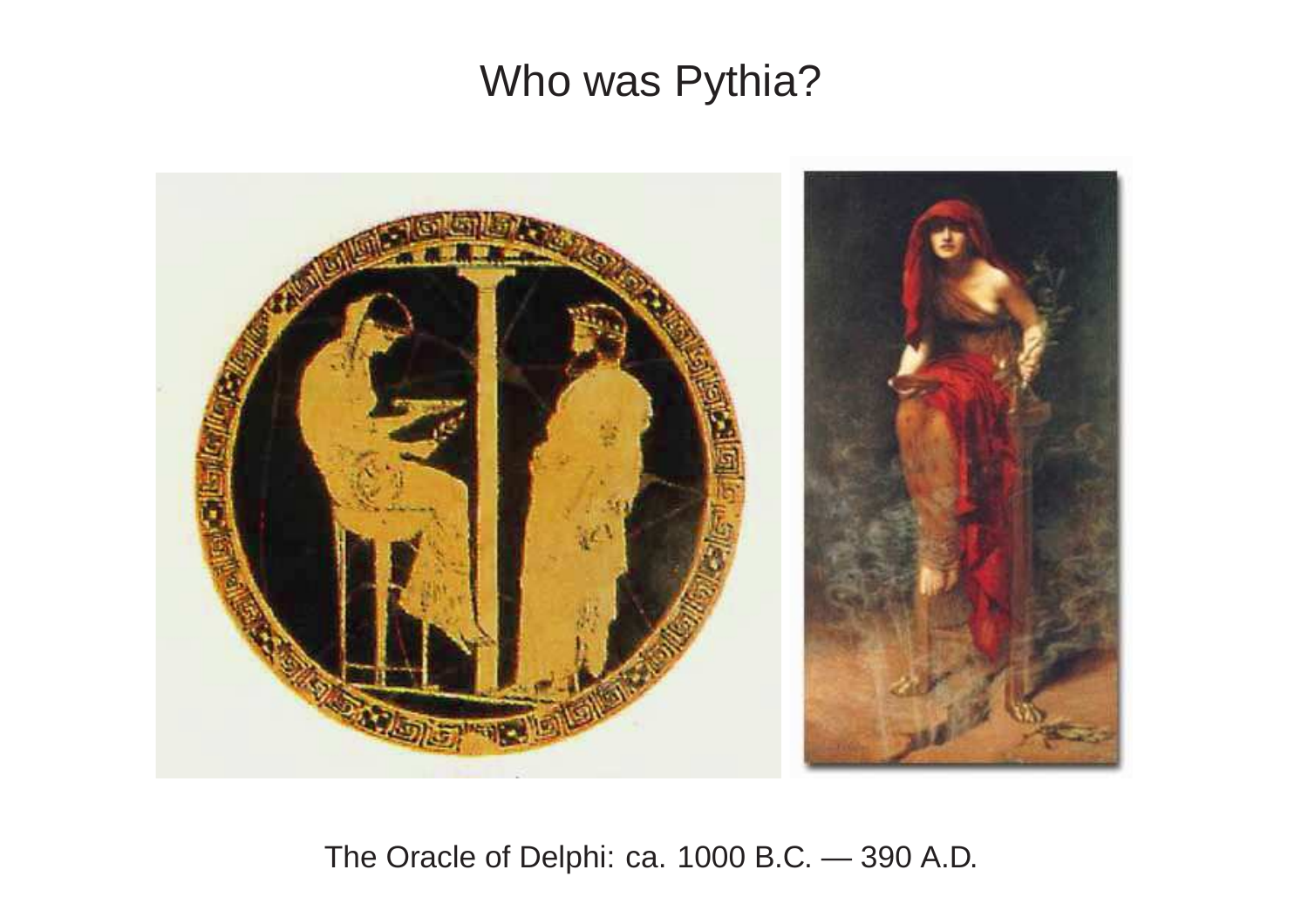# Who was Pythia?

The Oracle of Delphi: ca. 1000 B.C. — 390 A.D.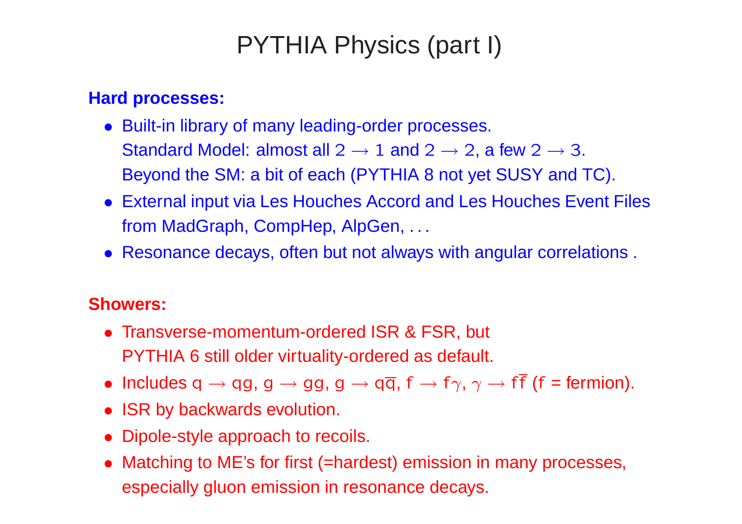# PYTHIA Physics (part I)

**Hard processes:**

- Built-in library of many leading-order processes.
  Standard Model: almost all $2 \to 1$ and $2 \to 2$, a few $2 \to 3$.
  Beyond the SM: a bit of each (PYTHIA 8 not yet SUSY and TC).
- External input via Les Houches Accord and Les Houches Event Files from MadGraph, CompHep, AlpGen, . . .
- Resonance decays, often but not always with angular correlations .

**Showers:**

- Transverse-momentum-ordered ISR & FSR, but
  PYTHIA 6 still older virtuality-ordered as default.
- Includes $\mathrm{q} \to \mathrm{qg}$, $\mathrm{g} \to \mathrm{gg}$, $\mathrm{g} \to \mathrm{q\overline{q}}$, $\mathrm{f} \to \mathrm{f}\gamma$, $\gamma \to \mathrm{f\overline{f}}$ (f = fermion).
- ISR by backwards evolution.
- Dipole-style approach to recoils.
- Matching to ME's for first (=hardest) emission in many processes, especially gluon emission in resonance decays.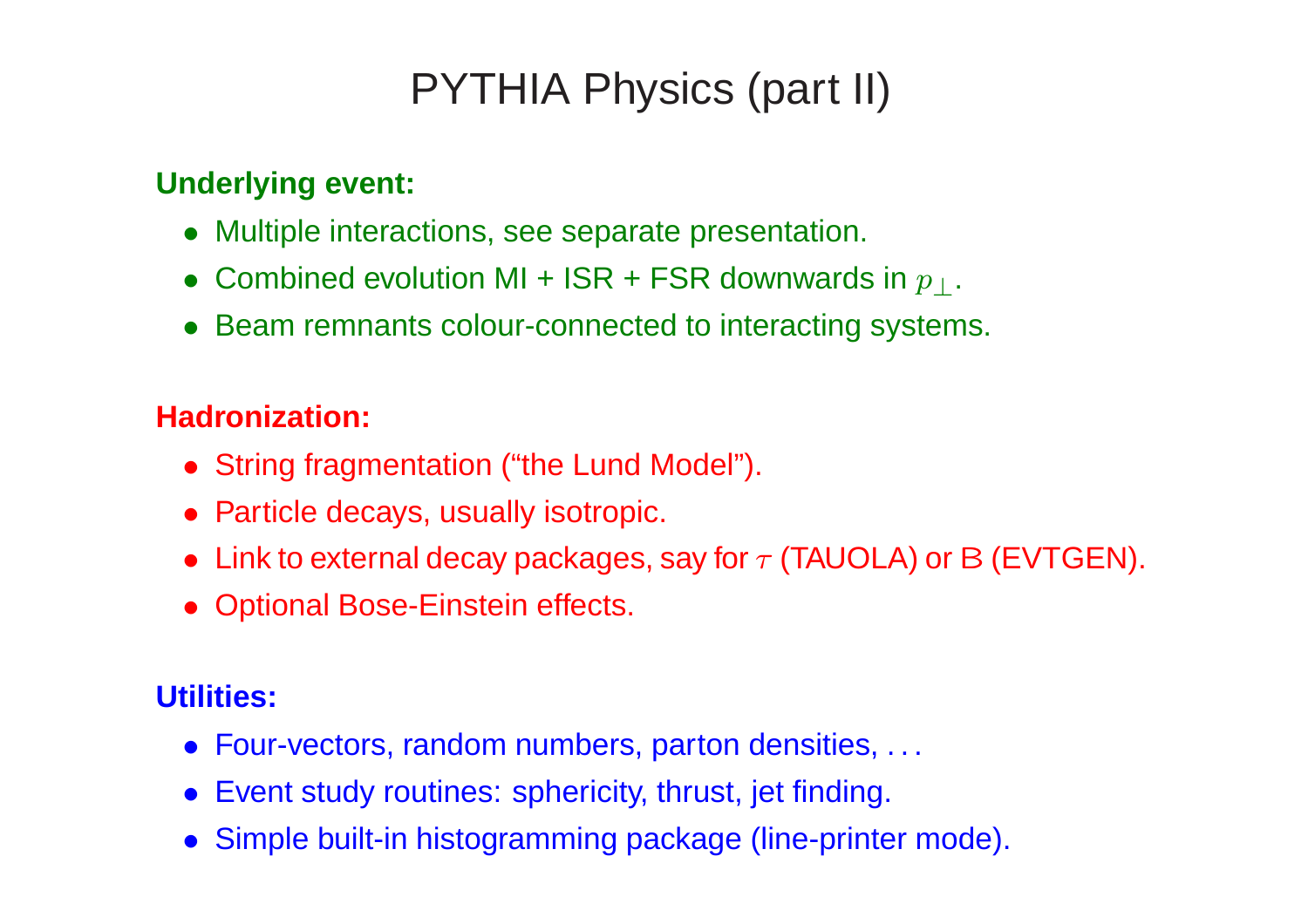# PYTHIA Physics (part II)

**Underlying event:**

- Multiple interactions, see separate presentation.
- Combined evolution MI + ISR + FSR downwards in $p_\perp$.
- Beam remnants colour-connected to interacting systems.

**Hadronization:**

- String fragmentation ("the Lund Model").
- Particle decays, usually isotropic.
- Link to external decay packages, say for $\tau$ (TAUOLA) or B (EVTGEN).
- Optional Bose-Einstein effects.

**Utilities:**

- Four-vectors, random numbers, parton densities, ...
- Event study routines: sphericity, thrust, jet finding.
- Simple built-in histogramming package (line-printer mode).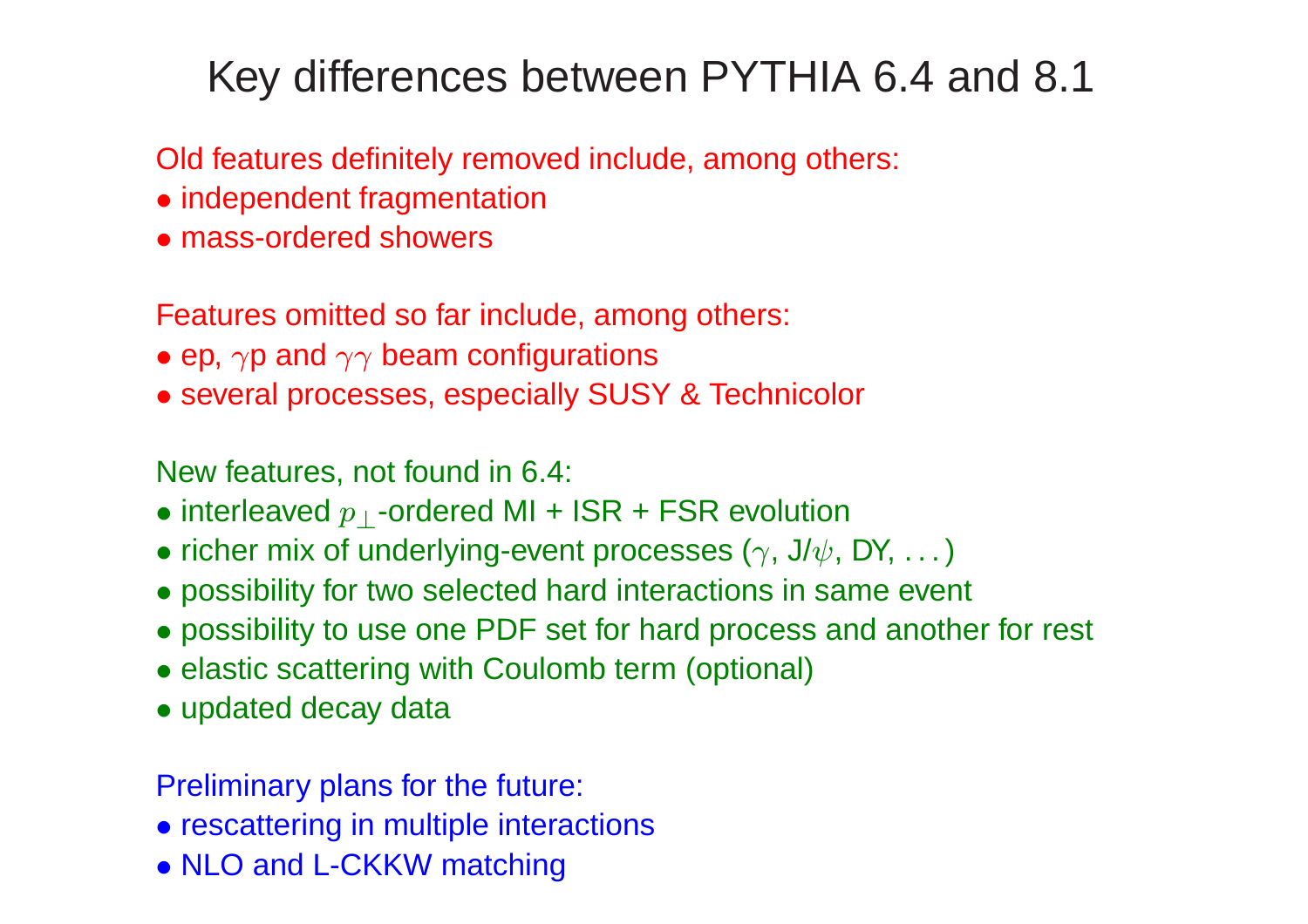# Key differences between PYTHIA 6.4 and 8.1

Old features definitely removed include, among others:

- independent fragmentation
- mass-ordered showers

Features omitted so far include, among others:

- ep, $\gamma$p and $\gamma\gamma$ beam configurations
- several processes, especially SUSY & Technicolor

New features, not found in 6.4:

- interleaved $p_\perp$-ordered MI + ISR + FSR evolution
- richer mix of underlying-event processes ($\gamma$, J/$\psi$, DY, . . . )
- possibility for two selected hard interactions in same event
- possibility to use one PDF set for hard process and another for rest
- elastic scattering with Coulomb term (optional)
- updated decay data

Preliminary plans for the future:

- rescattering in multiple interactions
- NLO and L-CKKW matching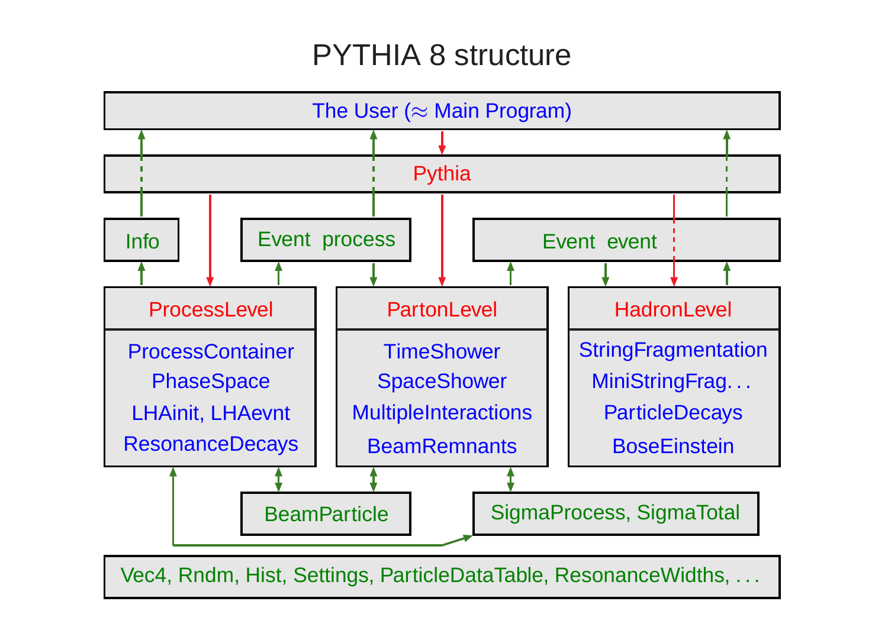# PYTHIA 8 structure

The User (≈ Main Program)

Pythia

Info

Event process

Event event

ProcessLevel
- ProcessContainer
- PhaseSpace
- LHAinit, LHAevnt
- ResonanceDecays

PartonLevel
- TimeShower
- SpaceShower
- MultipleInteractions
- BeamRemnants

HadronLevel
- StringFragmentation
- MiniStringFrag. . .
- ParticleDecays
- BoseEinstein

BeamParticle

SigmaProcess, SigmaTotal

Vec4, Rndm, Hist, Settings, ParticleDataTable, ResonanceWidths, . . .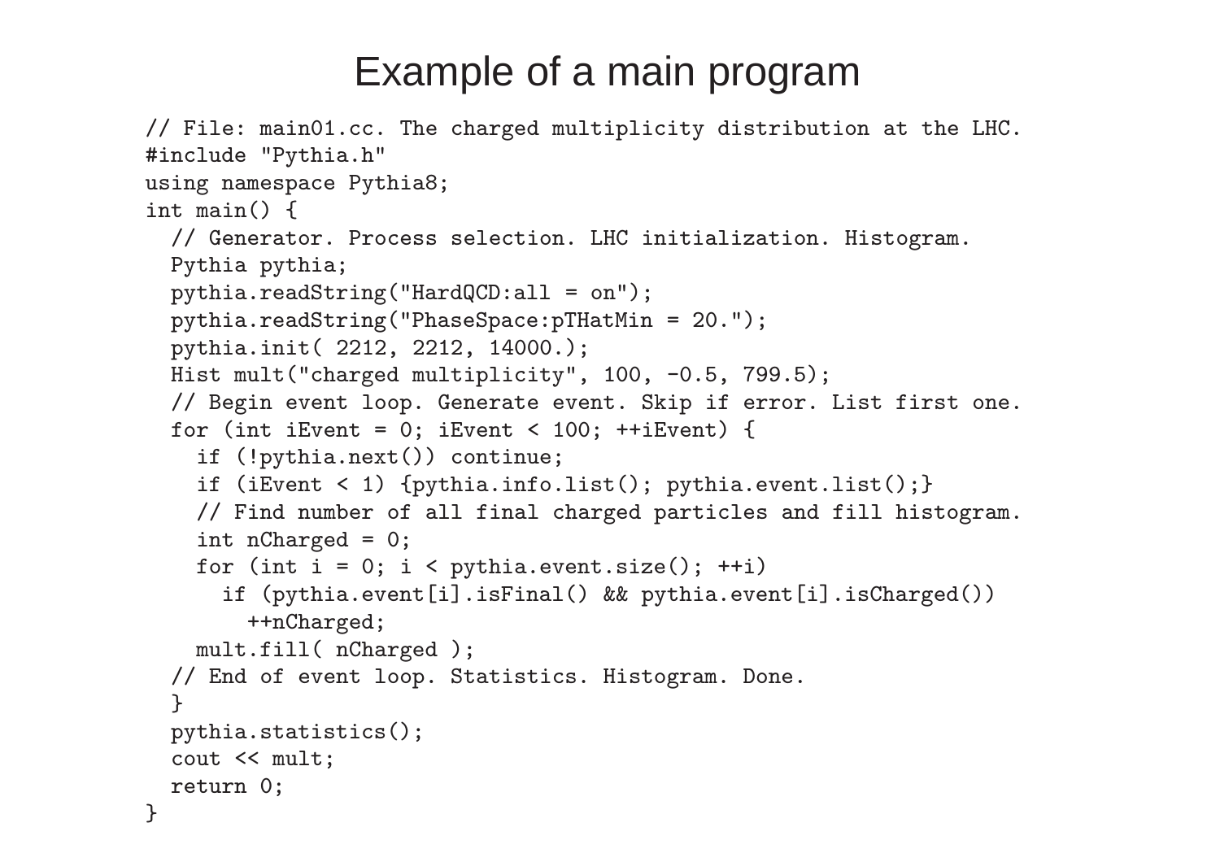# Example of a main program

```
// File: main01.cc. The charged multiplicity distribution at the LHC.
#include "Pythia.h"
using namespace Pythia8;
int main() {
  // Generator. Process selection. LHC initialization. Histogram.
  Pythia pythia;
  pythia.readString("HardQCD:all = on");
  pythia.readString("PhaseSpace:pTHatMin = 20.");
  pythia.init( 2212, 2212, 14000.);
  Hist mult("charged multiplicity", 100, -0.5, 799.5);
  // Begin event loop. Generate event. Skip if error. List first one.
  for (int iEvent = 0; iEvent < 100; ++iEvent) {
    if (!pythia.next()) continue;
    if (iEvent < 1) {pythia.info.list(); pythia.event.list();}
    // Find number of all final charged particles and fill histogram.
    int nCharged = 0;
    for (int i = 0; i < pythia.event.size(); ++i)
      if (pythia.event[i].isFinal() && pythia.event[i].isCharged())
        ++nCharged;
    mult.fill( nCharged );
  // End of event loop. Statistics. Histogram. Done.
  }
  pythia.statistics();
  cout << mult;
  return 0;
}
```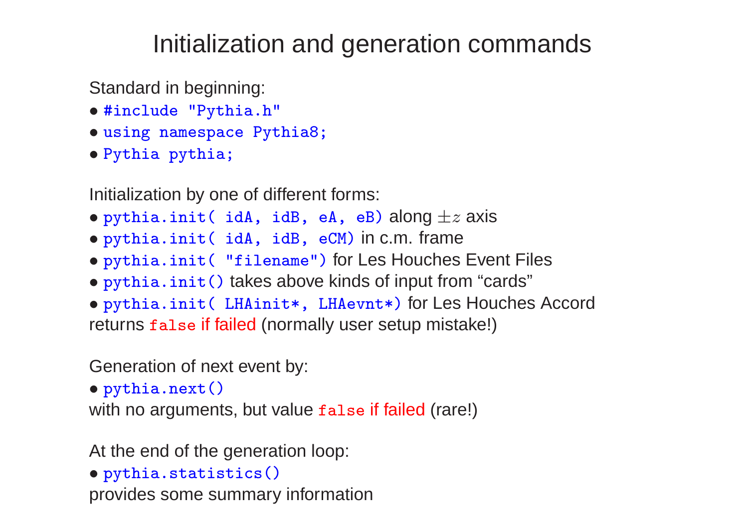# Initialization and generation commands

Standard in beginning:

- `#include "Pythia.h"`
- `using namespace Pythia8;`
- `Pythia pythia;`

Initialization by one of different forms:

- `pythia.init( idA, idB, eA, eB)` along $\pm z$ axis
- `pythia.init( idA, idB, eCM)` in c.m. frame
- `pythia.init( "filename")` for Les Houches Event Files
- `pythia.init()` takes above kinds of input from "cards"
- `pythia.init( LHAinit*, LHAevnt*)` for Les Houches Accord

returns `false` if failed (normally user setup mistake!)

Generation of next event by:

- `pythia.next()`

with no arguments, but value `false` if failed (rare!)

At the end of the generation loop:

- `pythia.statistics()`

provides some summary information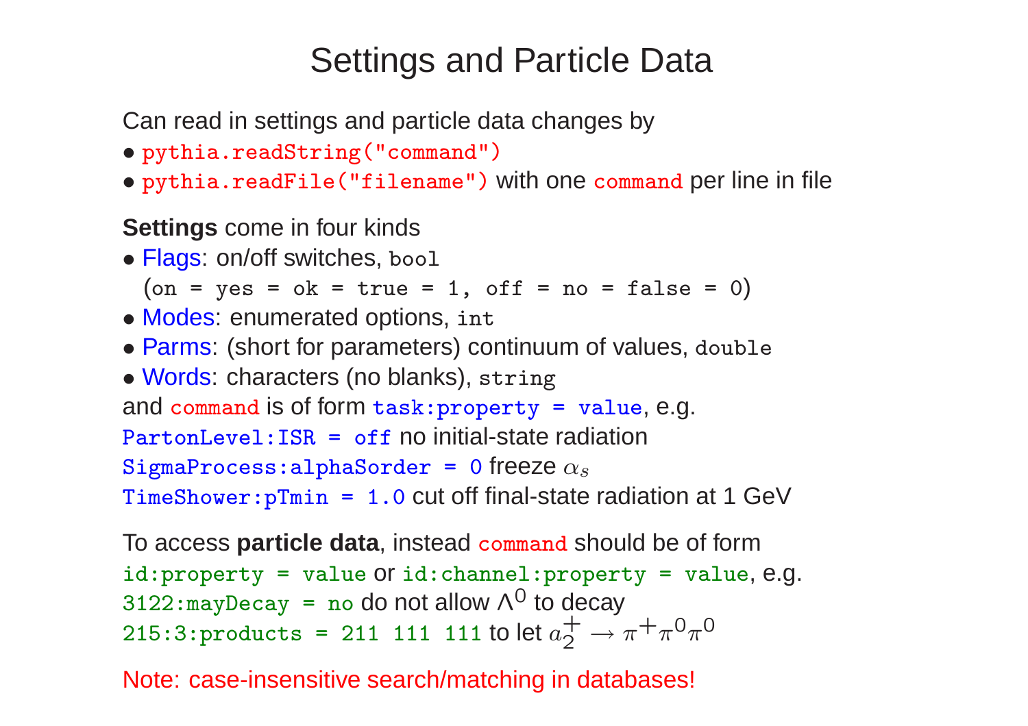# Settings and Particle Data

Can read in settings and particle data changes by

- `pythia.readString("command")`
- `pythia.readFile("filename")` with one `command` per line in file

**Settings** come in four kinds

- Flags: on/off switches, `bool`  
  (`on = yes = ok = true = 1, off = no = false = 0`)
- Modes: enumerated options, `int`
- Parms: (short for parameters) continuum of values, `double`
- Words: characters (no blanks), `string`

and `command` is of form `task:property = value`, e.g.

`PartonLevel:ISR = off` no initial-state radiation

`SigmaProcess:alphaSorder = 0` freeze $\alpha_s$

`TimeShower:pTmin = 1.0` cut off final-state radiation at 1 GeV

To access **particle data**, instead `command` should be of form

`id:property = value` or `id:channel:property = value`, e.g.

`3122:mayDecay = no` do not allow $\Lambda^0$ to decay

`215:3:products = 211 111 111` to let $a_2^+ \to \pi^+\pi^0\pi^0$

Note: case-insensitive search/matching in databases!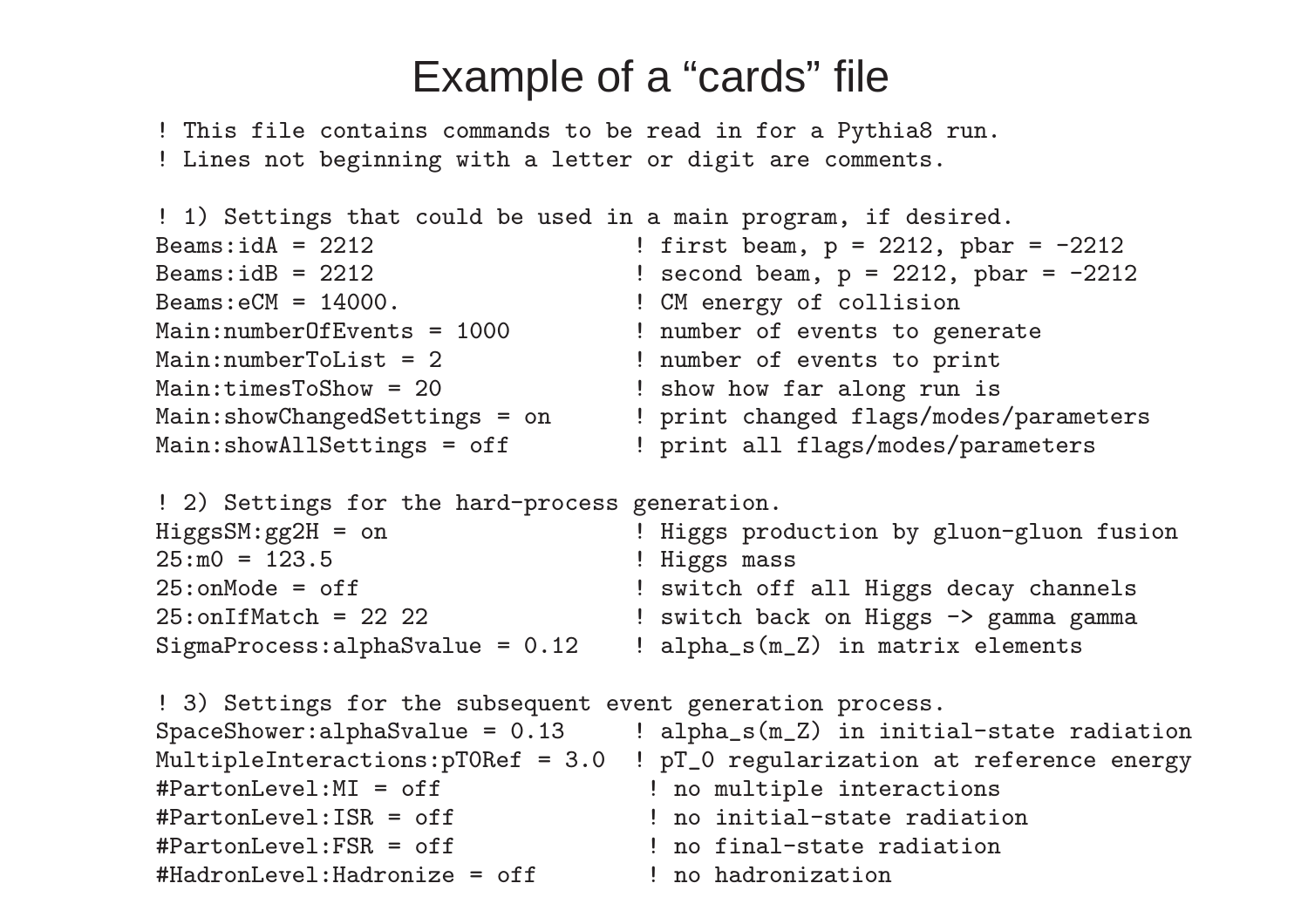# Example of a “cards” file

```
! This file contains commands to be read in for a Pythia8 run.
! Lines not beginning with a letter or digit are comments.

! 1) Settings that could be used in a main program, if desired.
Beams:idA = 2212                    ! first beam, p = 2212, pbar = -2212
Beams:idB = 2212                    ! second beam, p = 2212, pbar = -2212
Beams:eCM = 14000.                  ! CM energy of collision
Main:numberOfEvents = 1000          ! number of events to generate
Main:numberToList = 2               ! number of events to print
Main:timesToShow = 20               ! show how far along run is
Main:showChangedSettings = on       ! print changed flags/modes/parameters
Main:showAllSettings = off          ! print all flags/modes/parameters

! 2) Settings for the hard-process generation.
HiggsSM:gg2H = on                   ! Higgs production by gluon-gluon fusion
25:m0 = 123.5                       ! Higgs mass
25:onMode = off                     ! switch off all Higgs decay channels
25:onIfMatch = 22 22                ! switch back on Higgs -> gamma gamma
SigmaProcess:alphaSvalue = 0.12     ! alpha_s(m_Z) in matrix elements

! 3) Settings for the subsequent event generation process.
SpaceShower:alphaSvalue = 0.13      ! alpha_s(m_Z) in initial-state radiation
MultipleInteractions:pT0Ref = 3.0   ! pT_0 regularization at reference energy
#PartonLevel:MI = off                ! no multiple interactions
#PartonLevel:ISR = off               ! no initial-state radiation
#PartonLevel:FSR = off               ! no final-state radiation
#HadronLevel:Hadronize = off         ! no hadronization
```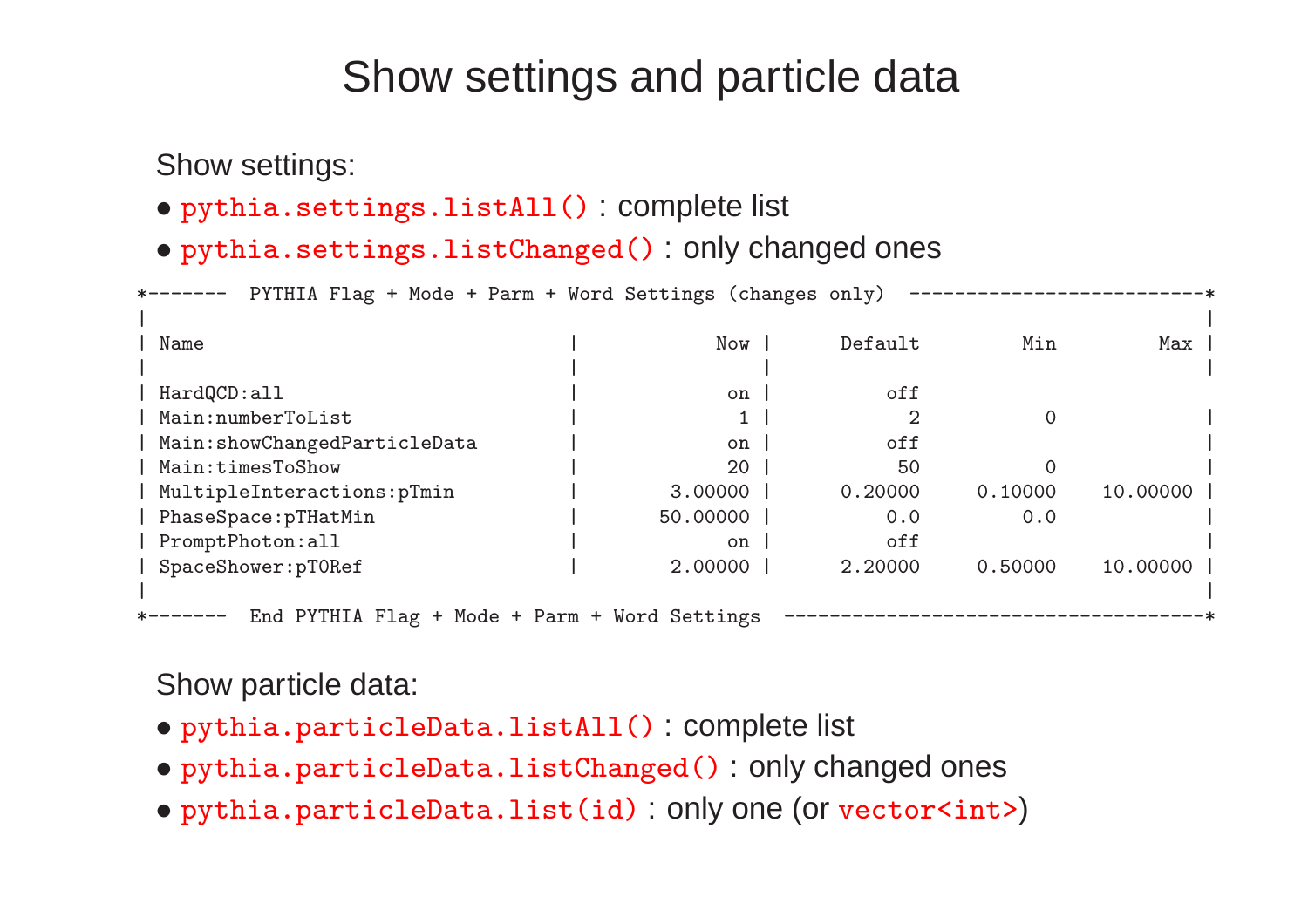# Show settings and particle data

Show settings:

- `pythia.settings.listAll()` : complete list
- `pythia.settings.listChanged()` : only changed ones

```
*-------  PYTHIA Flag + Mode + Parm + Word Settings (changes only)  -------------------------*
|                                                                                             |
| Name                                  |           Now |      Default         Min         Max |
|                                       |               |                                      |
| HardQCD:all                           |            on |          off                          
| Main:numberToList                     |             1 |            2           0              |
| Main:showChangedParticleData          |            on |          off                          |
| Main:timesToShow                      |            20 |           50           0              |
| MultipleInteractions:pTmin            |       3.00000 |      0.20000     0.10000    10.00000 |
| PhaseSpace:pTHatMin                   |      50.00000 |          0.0         0.0              |
| PromptPhoton:all                      |            on |          off                          |
| SpaceShower:pT0Ref                    |       2.00000 |      2.20000     0.50000    10.00000 |
|                                                                                             |
*-------  End PYTHIA Flag + Mode + Parm + Word Settings  ------------------------------------*
```

Show particle data:

- `pythia.particleData.listAll()` : complete list
- `pythia.particleData.listChanged()` : only changed ones
- `pythia.particleData.list(id)` : only one (or `vector<int>`)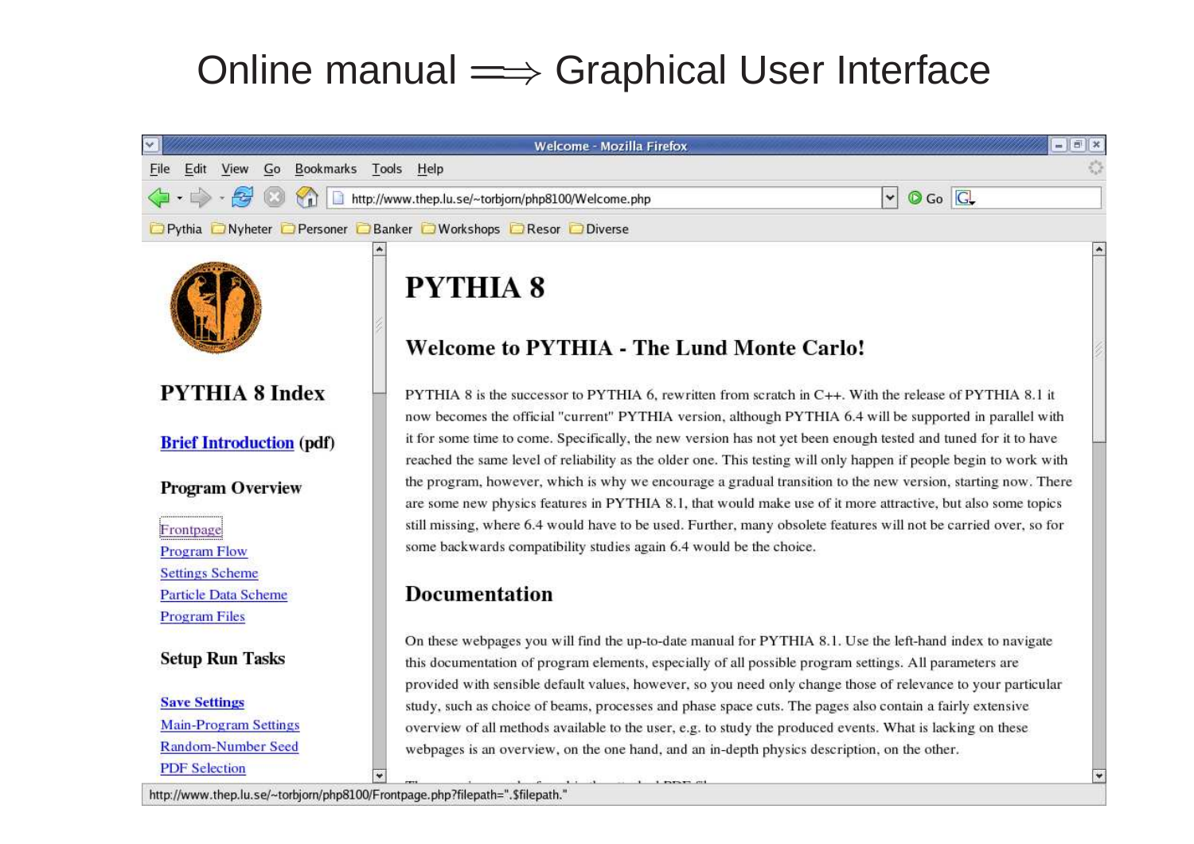# Online manual $\Longrightarrow$ Graphical User Interface

Welcome - Mozilla Firefox

File Edit View Go Bookmarks Tools Help

http://www.thep.lu.se/~torbjorn/php8100/Welcome.php

Pythia Nyheter Personer Banker Workshops Resor Diverse

## PYTHIA 8 Index

**Brief Introduction** (pdf)

**Program Overview**

- Frontpage
- Program Flow
- Settings Scheme
- Particle Data Scheme
- Program Files

**Setup Run Tasks**

- **Save Settings**
- Main-Program Settings
- Random-Number Seed
- PDF Selection

# PYTHIA 8

## Welcome to PYTHIA - The Lund Monte Carlo!

PYTHIA 8 is the successor to PYTHIA 6, rewritten from scratch in C++. With the release of PYTHIA 8.1 it now becomes the official "current" PYTHIA version, although PYTHIA 6.4 will be supported in parallel with it for some time to come. Specifically, the new version has not yet been enough tested and tuned for it to have reached the same level of reliability as the older one. This testing will only happen if people begin to work with the program, however, which is why we encourage a gradual transition to the new version, starting now. There are some new physics features in PYTHIA 8.1, that would make use of it more attractive, but also some topics still missing, where 6.4 would have to be used. Further, many obsolete features will not be carried over, so for some backwards compatibility studies again 6.4 would be the choice.

## Documentation

On these webpages you will find the up-to-date manual for PYTHIA 8.1. Use the left-hand index to navigate this documentation of program elements, especially of all possible program settings. All parameters are provided with sensible default values, however, so you need only change those of relevance to your particular study, such as choice of beams, processes and phase space cuts. The pages also contain a fairly extensive overview of all methods available to the user, e.g. to study the produced events. What is lacking on these webpages is an overview, on the one hand, and an in-depth physics description, on the other.

http://www.thep.lu.se/~torbjorn/php8100/Frontpage.php?filepath=".$filepath."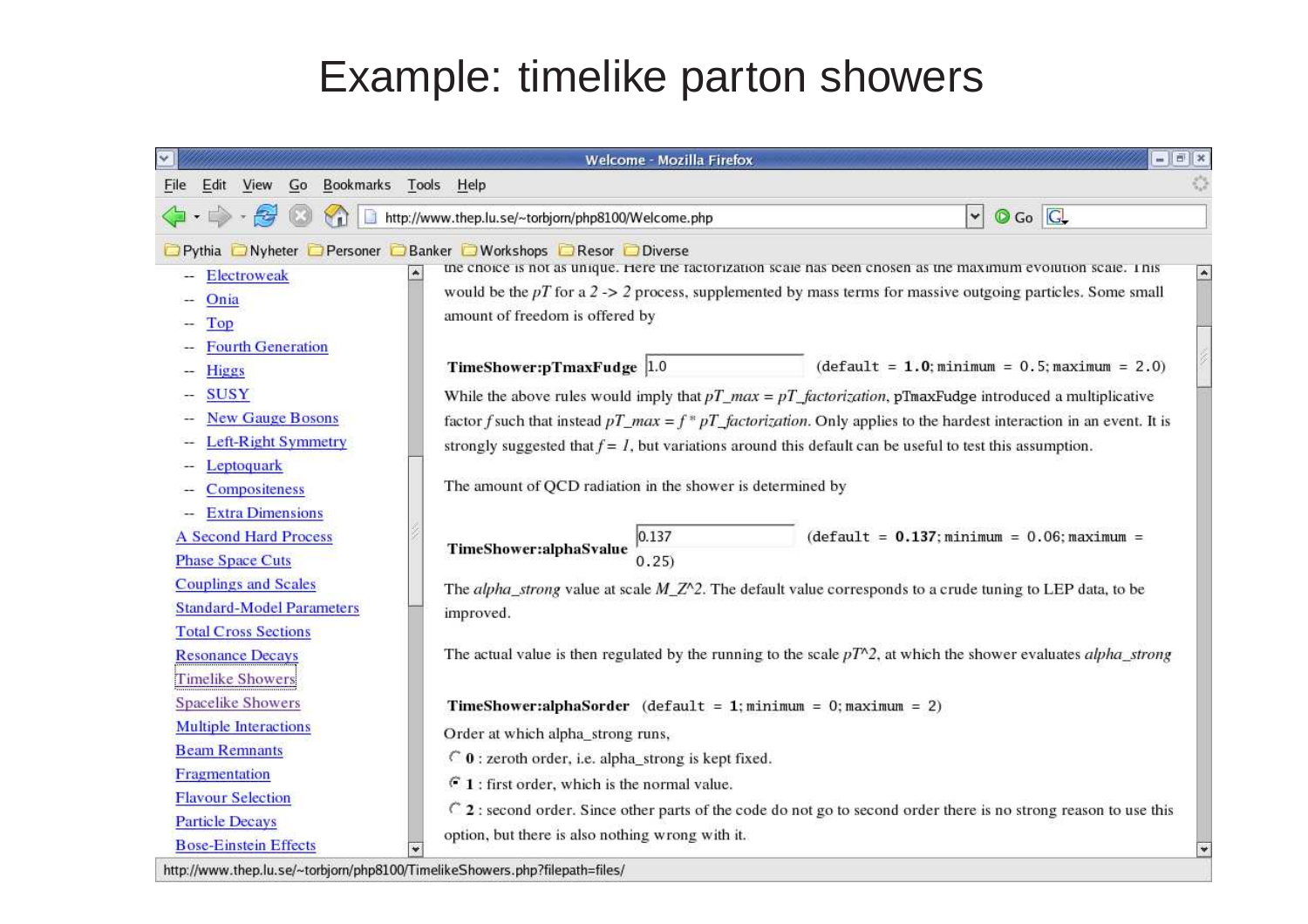# Example: timelike parton showers

Welcome - Mozilla Firefox

File Edit View Go Bookmarks Tools Help

http://www.thep.lu.se/~torbjorn/php8100/Welcome.php

Pythia Nyheter Personer Banker Workshops Resor Diverse

- -- Electroweak
- -- Onia
- -- Top
- -- Fourth Generation
- -- Higgs
- -- SUSY
- -- New Gauge Bosons
- -- Left-Right Symmetry
- -- Leptoquark
- -- Compositeness
- -- Extra Dimensions
- A Second Hard Process
- Phase Space Cuts
- Couplings and Scales
- Standard-Model Parameters
- Total Cross Sections
- Resonance Decays
- Timelike Showers
- Spacelike Showers
- Multiple Interactions
- Beam Remnants
- Fragmentation
- Flavour Selection
- Particle Decays
- Bose-Einstein Effects

the choice is not as unique. Here the factorization scale has been chosen as the maximum evolution scale. This would be the *pT* for a *2 -> 2* process, supplemented by mass terms for massive outgoing particles. Some small amount of freedom is offered by

**TimeShower:pTmaxFudge** 1.0 (default = **1.0**; minimum = 0.5; maximum = 2.0)

While the above rules would imply that *pT_max = pT_factorization*, pTmaxFudge introduced a multiplicative factor *f* such that instead *pT_max = f * pT_factorization*. Only applies to the hardest interaction in an event. It is strongly suggested that *f = 1*, but variations around this default can be useful to test this assumption.

The amount of QCD radiation in the shower is determined by

**TimeShower:alphaSvalue** 0.137 (default = **0.137**; minimum = 0.06; maximum = 0.25)

The *alpha_strong* value at scale *M_Z^2*. The default value corresponds to a crude tuning to LEP data, to be improved.

The actual value is then regulated by the running to the scale *pT^2*, at which the shower evaluates *alpha_strong*

**TimeShower:alphaSorder** (default = **1**; minimum = 0; maximum = 2)

Order at which alpha_strong runs,

- **0** : zeroth order, i.e. alpha_strong is kept fixed.
- **1** : first order, which is the normal value.
- **2** : second order. Since other parts of the code do not go to second order there is no strong reason to use this option, but there is also nothing wrong with it.

http://www.thep.lu.se/~torbjorn/php8100/TimelikeShowers.php?filepath=files/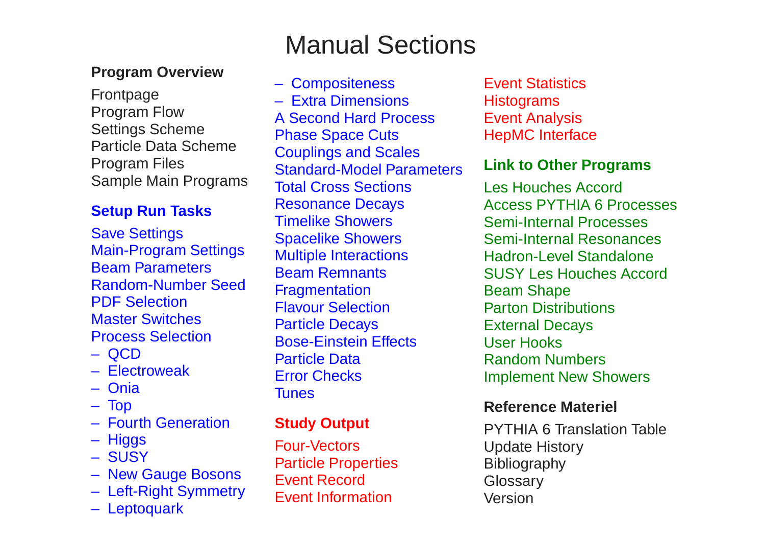# Manual Sections

**Program Overview**

Frontpage
Program Flow
Settings Scheme
Particle Data Scheme
Program Files
Sample Main Programs

**Setup Run Tasks**

Save Settings
Main-Program Settings
Beam Parameters
Random-Number Seed
PDF Selection
Master Switches
Process Selection
– QCD
– Electroweak
– Onia
– Top
– Fourth Generation
– Higgs
– SUSY
– New Gauge Bosons
– Left-Right Symmetry
– Leptoquark
– Compositeness
– Extra Dimensions
A Second Hard Process
Phase Space Cuts
Couplings and Scales
Standard-Model Parameters
Total Cross Sections
Resonance Decays
Timelike Showers
Spacelike Showers
Multiple Interactions
Beam Remnants
Fragmentation
Flavour Selection
Particle Decays
Bose-Einstein Effects
Particle Data
Error Checks
Tunes

**Study Output**

Four-Vectors
Particle Properties
Event Record
Event Information
Event Statistics
Histograms
Event Analysis
HepMC Interface

**Link to Other Programs**

Les Houches Accord
Access PYTHIA 6 Processes
Semi-Internal Processes
Semi-Internal Resonances
Hadron-Level Standalone
SUSY Les Houches Accord
Beam Shape
Parton Distributions
External Decays
User Hooks
Random Numbers
Implement New Showers

**Reference Materiel**

PYTHIA 6 Translation Table
Update History
Bibliography
Glossary
Version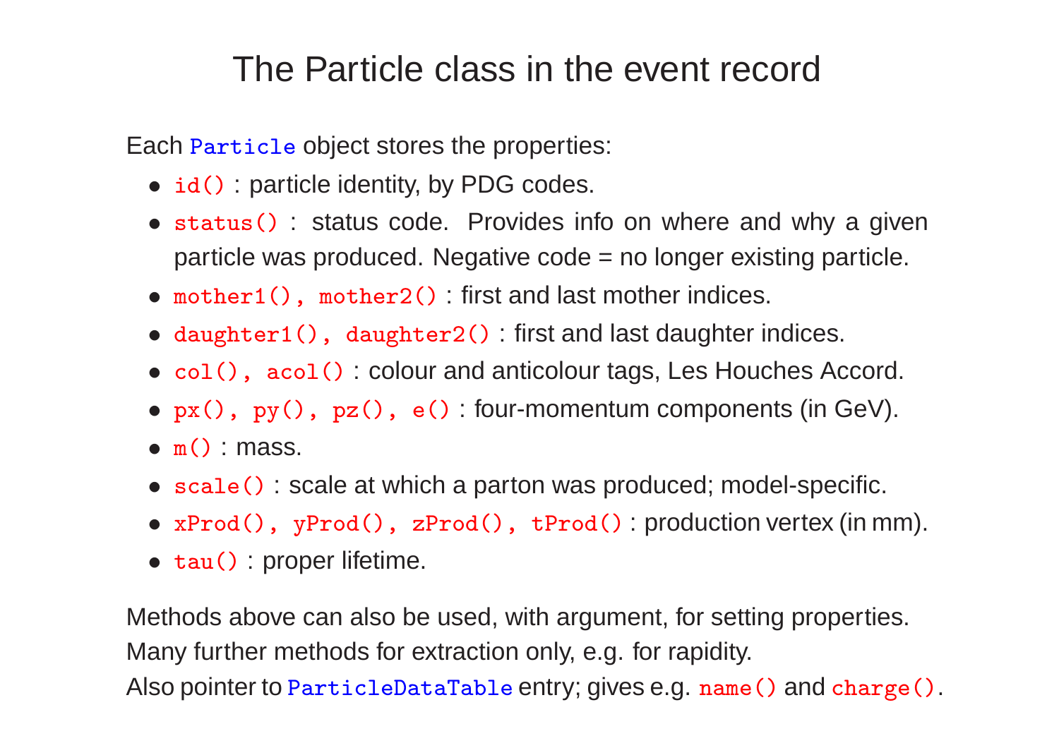# The Particle class in the event record

Each `Particle` object stores the properties:

- `id()` : particle identity, by PDG codes.
- `status()` : status code. Provides info on where and why a given particle was produced. Negative code = no longer existing particle.
- `mother1(), mother2()` : first and last mother indices.
- `daughter1(), daughter2()` : first and last daughter indices.
- `col(), acol()` : colour and anticolour tags, Les Houches Accord.
- `px(), py(), pz(), e()` : four-momentum components (in GeV).
- `m()` : mass.
- `scale()` : scale at which a parton was produced; model-specific.
- `xProd(), yProd(), zProd(), tProd()` : production vertex (in mm).
- `tau()` : proper lifetime.

Methods above can also be used, with argument, for setting properties.
Many further methods for extraction only, e.g. for rapidity.
Also pointer to `ParticleDataTable` entry; gives e.g. `name()` and `charge()`.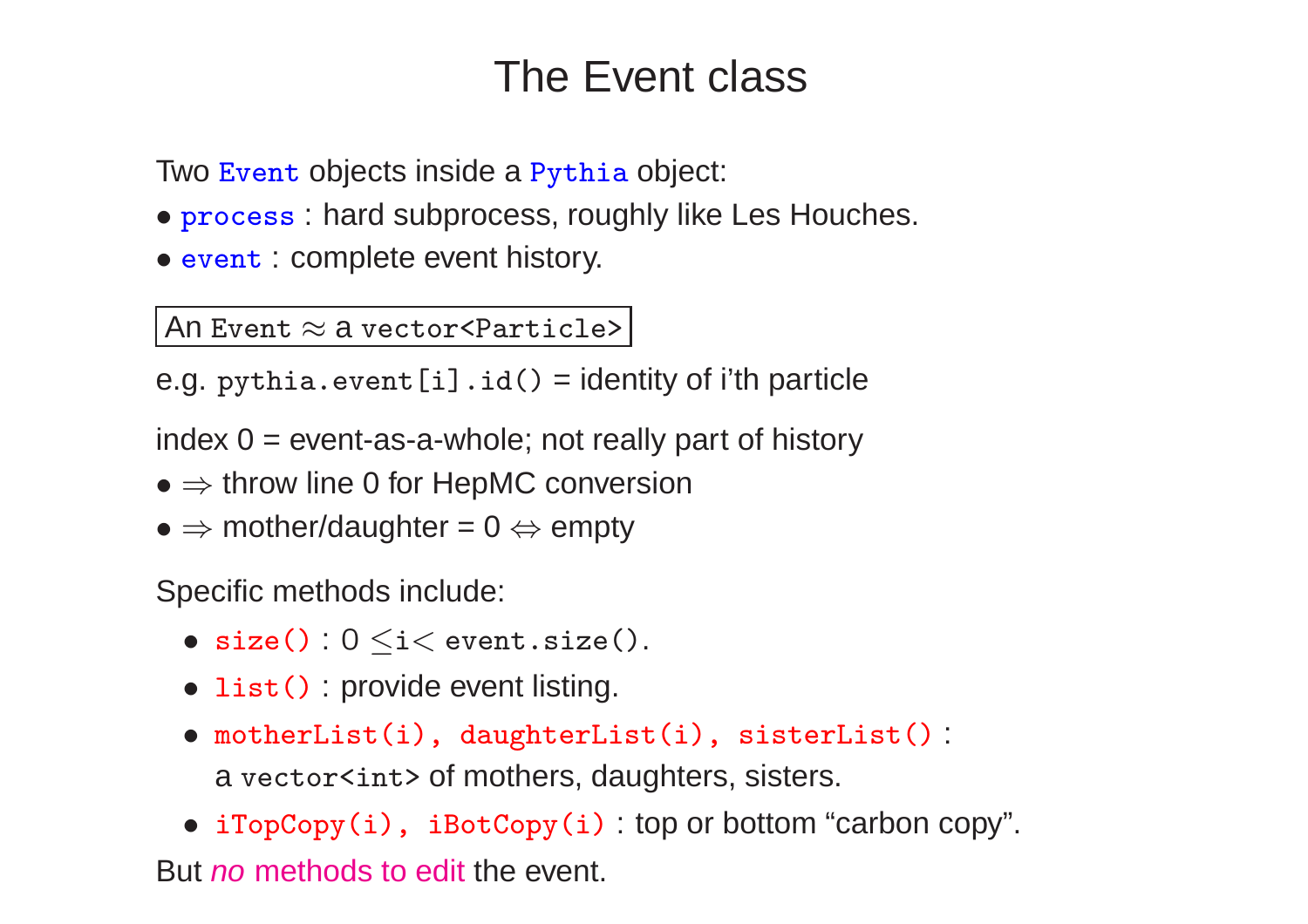# The Event class

Two `Event` objects inside a `Pythia` object:

- `process` : hard subprocess, roughly like Les Houches.
- `event` : complete event history.

An `Event` ≈ a `vector<Particle>`

e.g. `pythia.event[i].id()` = identity of i'th particle

index 0 = event-as-a-whole; not really part of history

- ⇒ throw line 0 for HepMC conversion
- ⇒ mother/daughter = 0 ⇔ empty

Specific methods include:

- `size()` : 0 ≤`i`< `event.size()`.
- `list()` : provide event listing.
- `motherList(i), daughterList(i), sisterList()` :
  a `vector<int>` of mothers, daughters, sisters.
- `iTopCopy(i), iBotCopy(i)` : top or bottom "carbon copy".

But *no* methods to edit the event.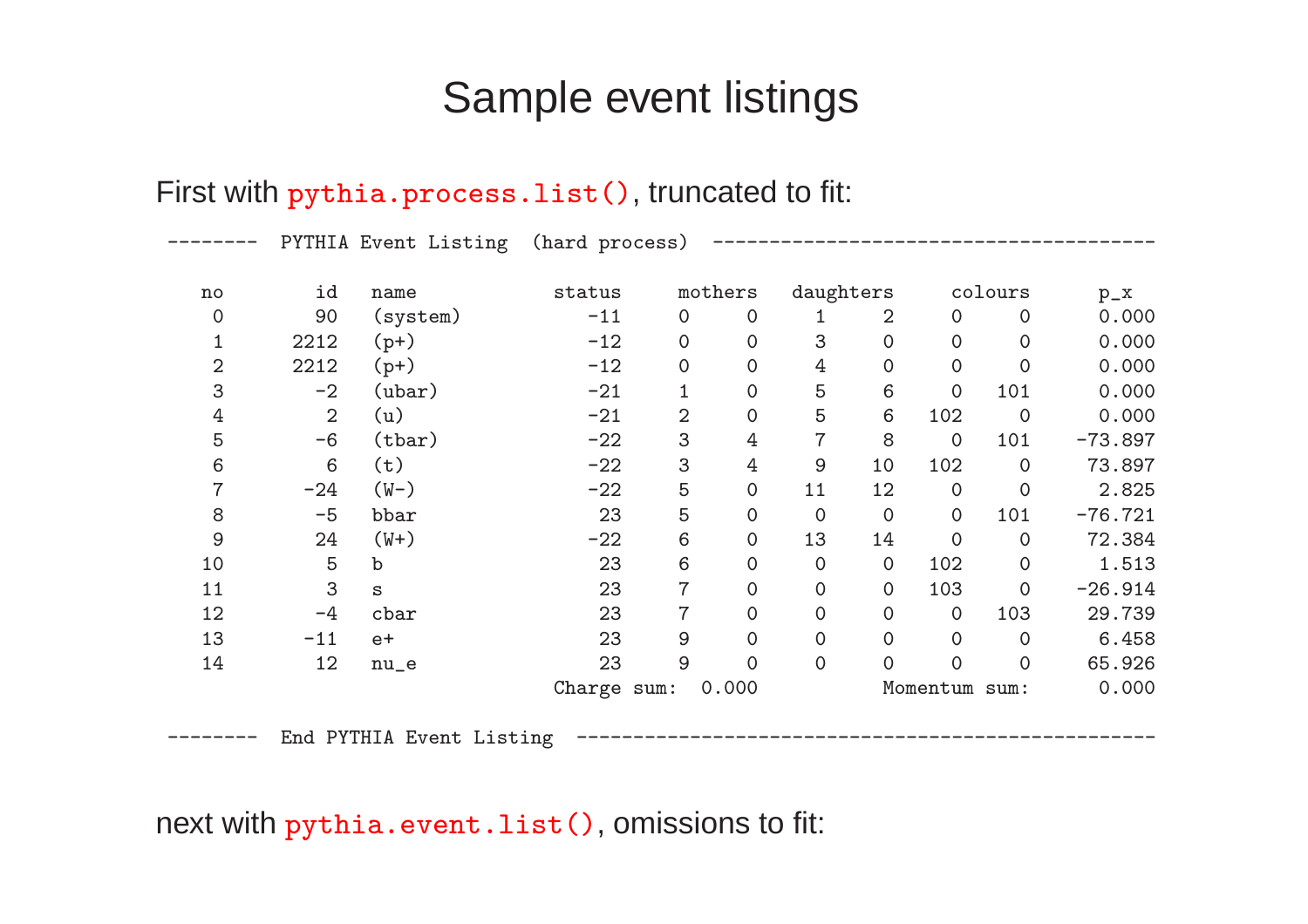# Sample event listings

First with `pythia.process.list()`, truncated to fit:

```
 --------  PYTHIA Event Listing  (hard process)  -----------------------------------------

    no        id   name            status     mothers   daughters     colours      p_x
     0        90   (system)           -11     0     0     1     2     0     0      0.000
     1      2212   (p+)               -12     0     0     3     0     0     0      0.000
     2      2212   (p+)               -12     0     0     4     0     0     0      0.000
     3        -2   (ubar)             -21     1     0     5     6     0   101      0.000
     4         2   (u)                -21     2     0     5     6   102     0      0.000
     5        -6   (tbar)             -22     3     4     7     8     0   101    -73.897
     6         6   (t)                -22     3     4     9    10   102     0     73.897
     7       -24   (W-)               -22     5     0    11    12     0     0      2.825
     8        -5   bbar                23     5     0     0     0     0   101    -76.721
     9        24   (W+)               -22     6     0    13    14     0     0     72.384
    10         5   b                   23     6     0     0     0   102     0      1.513
    11         3   s                   23     7     0     0     0   103     0    -26.914
    12        -4   cbar                23     7     0     0     0     0   103     29.739
    13       -11   e+                  23     9     0     0     0     0     0      6.458
    14        12   nu_e                23     9     0     0     0     0     0     65.926
                                   Charge sum:  0.000           Momentum sum:      0.000

 --------  End PYTHIA Event Listing  -----------------------------------------------------
```

next with `pythia.event.list()`, omissions to fit: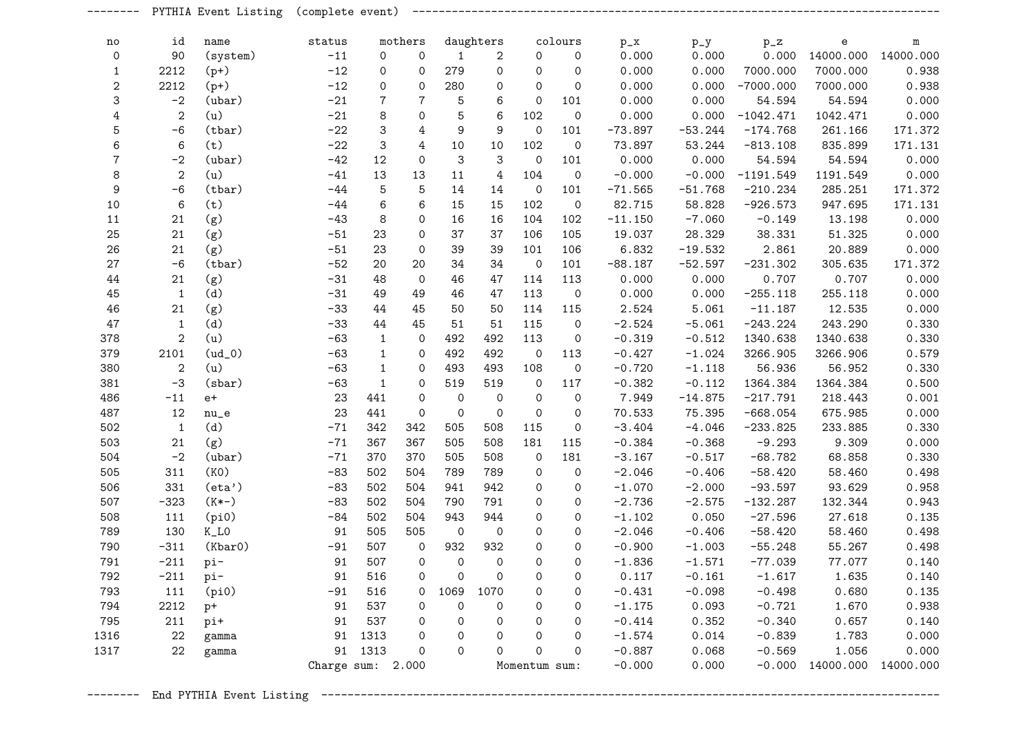```
 --------  PYTHIA Event Listing  (complete event)  ---------------------------------------------------------------------------------

    no         id   name            status     mothers   daughters     colours      p_x        p_y        p_z         e          m 
     0         90   (system)           -11     0     0     1     2     0     0      0.000      0.000      0.000  14000.000  14000.000
     1       2212   (p+)               -12     0     0   279     0     0     0      0.000      0.000   7000.000   7000.000      0.938
     2       2212   (p+)               -12     0     0   280     0     0     0      0.000      0.000  -7000.000   7000.000      0.938
     3         -2   (ubar)             -21     7     7     5     6     0   101      0.000      0.000     54.594     54.594      0.000
     4          2   (u)                -21     8     0     5     6   102     0      0.000      0.000  -1042.471   1042.471      0.000
     5         -6   (tbar)             -22     3     4     9     9     0   101    -73.897    -53.244   -174.768    261.166    171.372
     6          6   (t)                -22     3     4    10    10   102     0     73.897     53.244   -813.108    835.899    171.131
     7         -2   (ubar)             -42    12     0     3     3     0   101      0.000      0.000     54.594     54.594      0.000
     8          2   (u)                -41    13    13    11     4   104     0     -0.000     -0.000  -1191.549   1191.549      0.000
     9         -6   (tbar)             -44     5     5    14    14     0   101    -71.565    -51.768   -210.234    285.251    171.372
    10          6   (t)                -44     6     6    15    15   102     0     82.715     58.828   -926.573    947.695    171.131
    11         21   (g)                -43     8     0    16    16   104   102    -11.150     -7.060     -0.149     13.198      0.000
    25         21   (g)                -51    23     0    37    37   106   105     19.037     28.329     38.331     51.325      0.000
    26         21   (g)                -51    23     0    39    39   101   106      6.832    -19.532      2.861     20.889      0.000
    27         -6   (tbar)             -52    20    20    34    34     0   101    -88.187    -52.597   -231.302    305.635    171.372
    44         21   (g)                -31    48     0    46    47   114   113      0.000      0.000      0.707      0.707      0.000
    45          1   (d)                -31    49    49    46    47   113     0      0.000      0.000   -255.118    255.118      0.000
    46         21   (g)                -33    44    45    50    50   114   115      2.524      5.061    -11.187     12.535      0.000
    47          1   (d)                -33    44    45    51    51   115     0     -2.524     -5.061   -243.224    243.290      0.330
   378          2   (u)                -63     1     0   492   492   113     0     -0.319     -0.512   1340.638   1340.638      0.330
   379       2101   (ud_0)             -63     1     0   492   492     0   113     -0.427     -1.024   3266.905   3266.906      0.579
   380          2   (u)                -63     1     0   493   493   108     0     -0.720     -1.118     56.936     56.952      0.330
   381         -3   (sbar)             -63     1     0   519   519     0   117     -0.382     -0.112   1364.384   1364.384      0.500
   486        -11   e+                  23   441     0     0     0     0     0      7.949    -14.875   -217.791    218.443      0.001
   487         12   nu_e                23   441     0     0     0     0     0     70.533     75.395   -668.054    675.985      0.000
   502          1   (d)                -71   342   342   505   508   115     0     -3.404     -4.046   -233.825    233.885      0.330
   503         21   (g)                -71   367   367   505   508   181   115     -0.384     -0.368     -9.293      9.309      0.000
   504         -2   (ubar)             -71   370   370   505   508     0   181     -3.167     -0.517    -68.782     68.858      0.330
   505        311   (K0)               -83   502   504   789   789     0     0     -2.046     -0.406    -58.420     58.460      0.498
   506        331   (eta')             -83   502   504   941   942     0     0     -1.070     -2.000    -93.597     93.629      0.958
   507       -323   (K*-)              -83   502   504   790   791     0     0     -2.736     -2.575   -132.287    132.344      0.943
   508        111   (pi0)              -84   502   504   943   944     0     0     -1.102      0.050    -27.596     27.618      0.135
   789        130   K_L0                91   505   505     0     0     0     0     -2.046     -0.406    -58.420     58.460      0.498
   790       -311   (Kbar0)            -91   507     0   932   932     0     0     -0.900     -1.003    -55.248     55.267      0.498
   791       -211   pi-                 91   507     0     0     0     0     0     -1.836     -1.571    -77.039     77.077      0.140
   792       -211   pi-                 91   516     0     0     0     0     0      0.117     -0.161     -1.617      1.635      0.140
   793        111   (pi0)              -91   516     0  1069  1070     0     0     -0.431     -0.098     -0.498      0.680      0.135
   794       2212   p+                  91   537     0     0     0     0     0     -1.175      0.093     -0.721      1.670      0.938
   795        211   pi+                 91   537     0     0     0     0     0     -0.414      0.352     -0.340      0.657      0.140
  1316         22   gamma               91  1313     0     0     0     0     0     -1.574      0.014     -0.839      1.783      0.000
  1317         22   gamma               91  1313     0     0     0     0     0     -0.887      0.068     -0.569      1.056      0.000
                                   Charge sum:  2.000           Momentum sum:     -0.000      0.000     -0.000  14000.000  14000.000

 --------  End PYTHIA Event Listing  -----------------------------------------------------------------------------------------------
```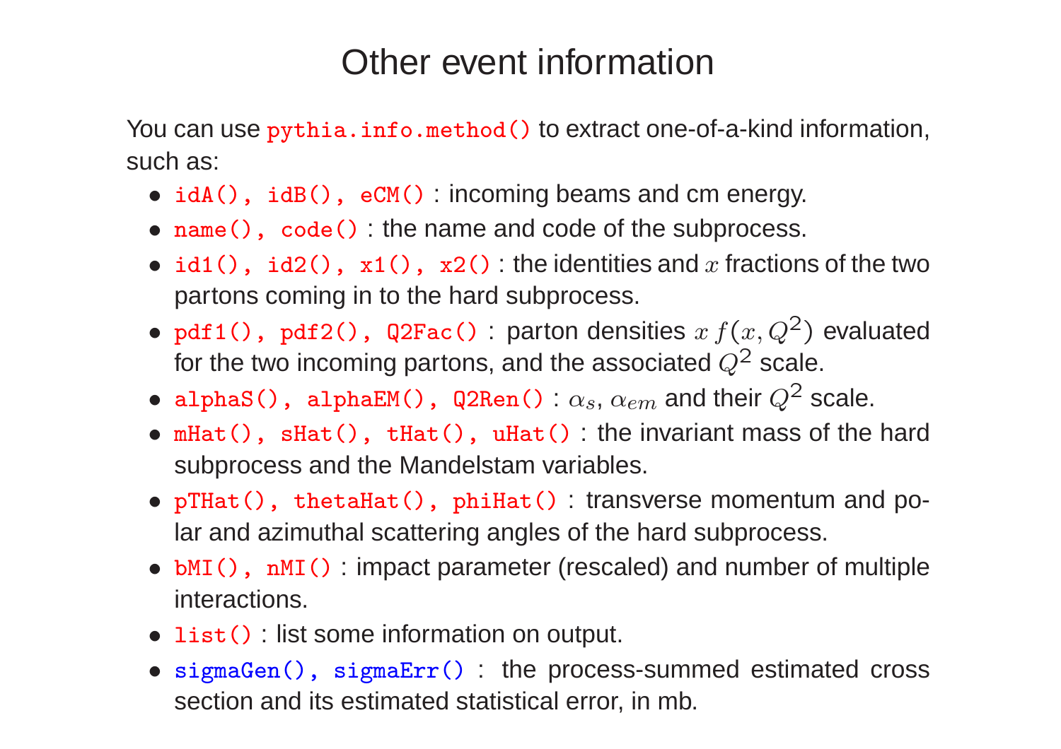# Other event information

You can use `pythia.info.method()` to extract one-of-a-kind information, such as:

- `idA(), idB(), eCM()` : incoming beams and cm energy.
- `name(), code()` : the name and code of the subprocess.
- `id1(), id2(), x1(), x2()` : the identities and $x$ fractions of the two partons coming in to the hard subprocess.
- `pdf1(), pdf2(), Q2Fac()` : parton densities $x\,f(x, Q^2)$ evaluated for the two incoming partons, and the associated $Q^2$ scale.
- `alphaS(), alphaEM(), Q2Ren()` : $\alpha_s$, $\alpha_{em}$ and their $Q^2$ scale.
- `mHat(), sHat(), tHat(), uHat()` : the invariant mass of the hard subprocess and the Mandelstam variables.
- `pTHat(), thetaHat(), phiHat()` : transverse momentum and polar and azimuthal scattering angles of the hard subprocess.
- `bMI(), nMI()` : impact parameter (rescaled) and number of multiple interactions.
- `list()` : list some information on output.
- `sigmaGen(), sigmaErr()` : the process-summed estimated cross section and its estimated statistical error, in mb.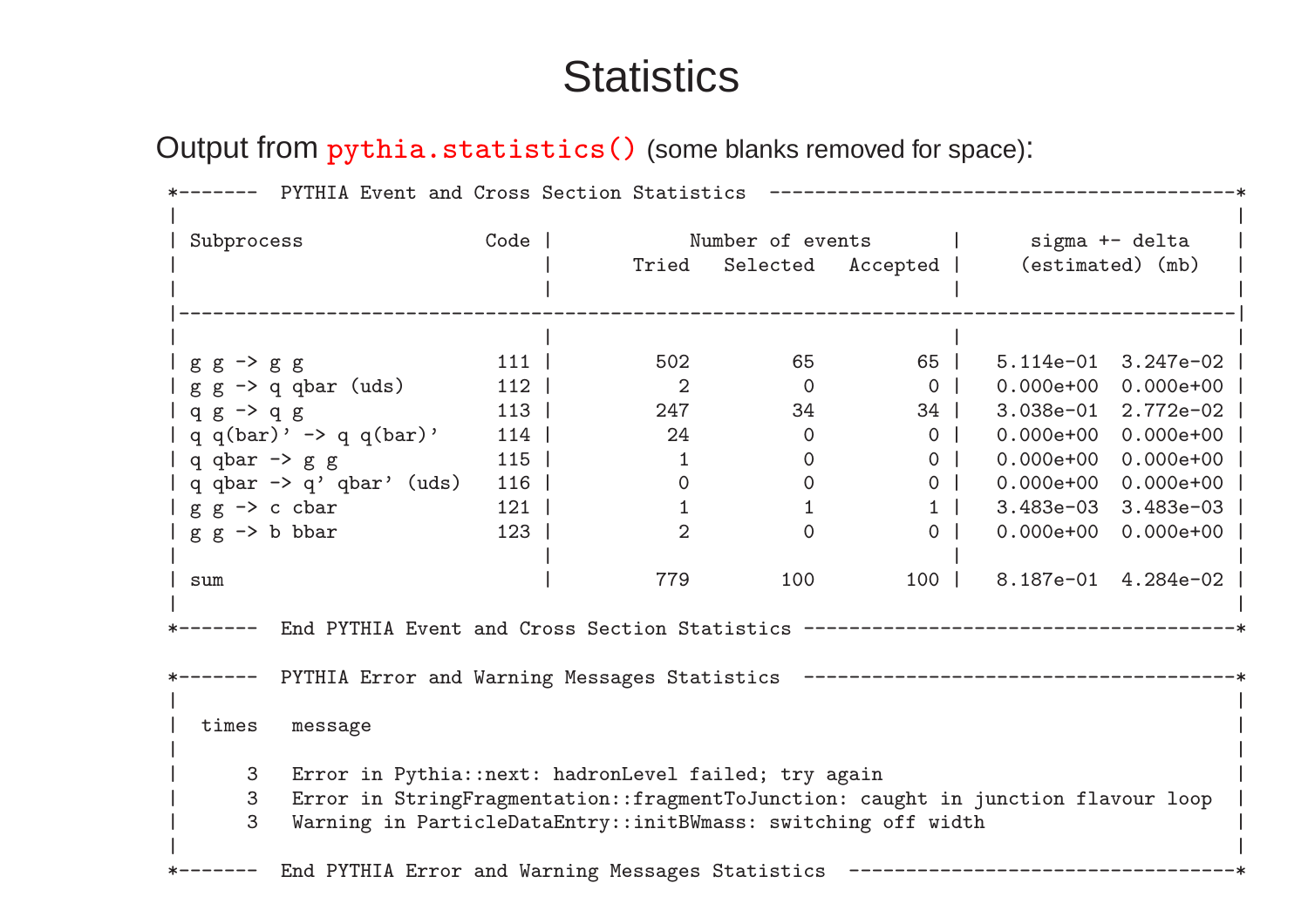# Statistics

Output from `pythia.statistics()` (some blanks removed for space):

```
*-------  PYTHIA Event and Cross Section Statistics  -------------------------------------------*
|                                                                                               |
| Subprocess                    Code |            Number of events       |      sigma +- delta    |
|                                    |       Tried   Selected   Accepted |     (estimated) (mb)   |
|                                    |                                   |                        |
|-----------------------------------------------------------------------------------------------|
|                                    |                                   |                        |
| g g -> g g                     111 |         502         65         65 |   5.114e-01  3.247e-02 |
| g g -> q qbar (uds)            112 |           2          0          0 |   0.000e+00  0.000e+00 |
| q g -> q g                     113 |         247         34         34 |   3.038e-01  2.772e-02 |
| q q(bar)' -> q q(bar)'         114 |          24          0          0 |   0.000e+00  0.000e+00 |
| q qbar -> g g                  115 |           1          0          0 |   0.000e+00  0.000e+00 |
| q qbar -> q' qbar' (uds)       116 |           0          0          0 |   0.000e+00  0.000e+00 |
| g g -> c cbar                  121 |           1          1          1 |   3.483e-03  3.483e-03 |
| g g -> b bbar                  123 |           2          0          0 |   0.000e+00  0.000e+00 |
|                                    |                                   |                        |
| sum                                |         779        100        100 |   8.187e-01  4.284e-02 |
|                                                                                               |
*-------  End PYTHIA Event and Cross Section Statistics -----------------------------------------*

*-------  PYTHIA Error and Warning Messages Statistics  -----------------------------------------*
|                                                                                               |
|  times   message                                                                              |
|                                                                                               |
|      3   Error in Pythia::next: hadronLevel failed; try again                                 |
|      3   Error in StringFragmentation::fragmentToJunction: caught in junction flavour loop    |
|      3   Warning in ParticleDataEntry::initBWmass: switching off width                        |
|                                                                                               |
*-------  End PYTHIA Error and Warning Messages Statistics  -------------------------------------*
```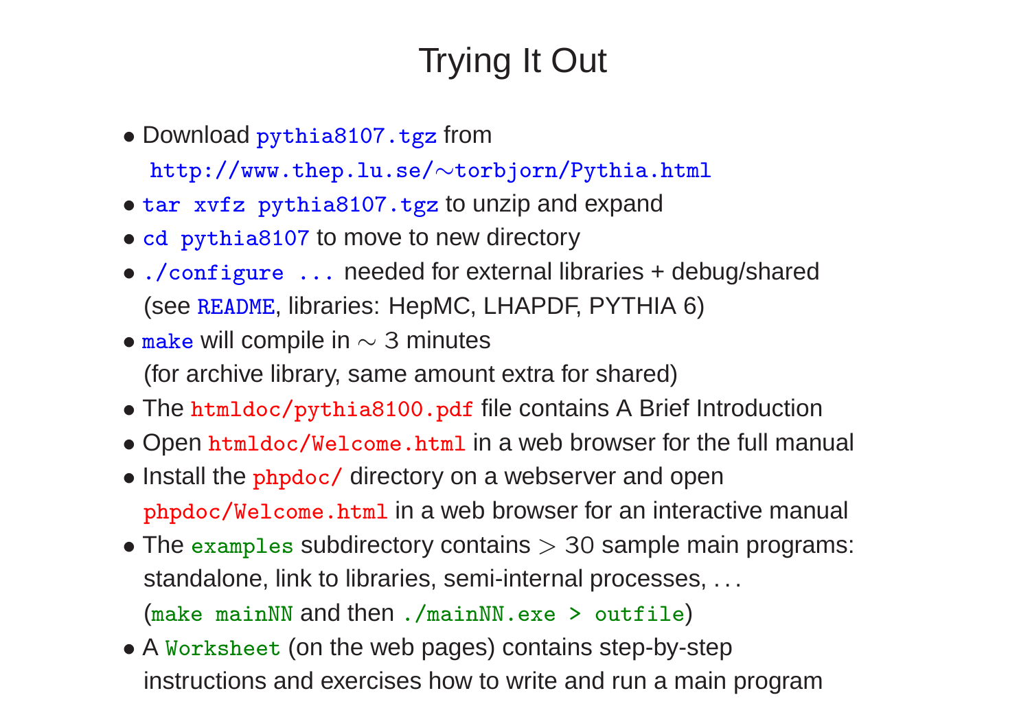# Trying It Out

- Download `pythia8107.tgz` from
  `http://www.thep.lu.se/∼torbjorn/Pythia.html`
- `tar xvfz pythia8107.tgz` to unzip and expand
- `cd pythia8107` to move to new directory
- `./configure ...` needed for external libraries + debug/shared
  (see `README`, libraries: HepMC, LHAPDF, PYTHIA 6)
- `make` will compile in $\sim$ 3 minutes
  (for archive library, same amount extra for shared)
- The `htmldoc/pythia8100.pdf` file contains A Brief Introduction
- Open `htmldoc/Welcome.html` in a web browser for the full manual
- Install the `phpdoc/` directory on a webserver and open
  `phpdoc/Welcome.html` in a web browser for an interactive manual
- The `examples` subdirectory contains $> 30$ sample main programs:
  standalone, link to libraries, semi-internal processes, . . .
  (`make mainNN` and then `./mainNN.exe > outfile`)
- A `Worksheet` (on the web pages) contains step-by-step
  instructions and exercises how to write and run a main program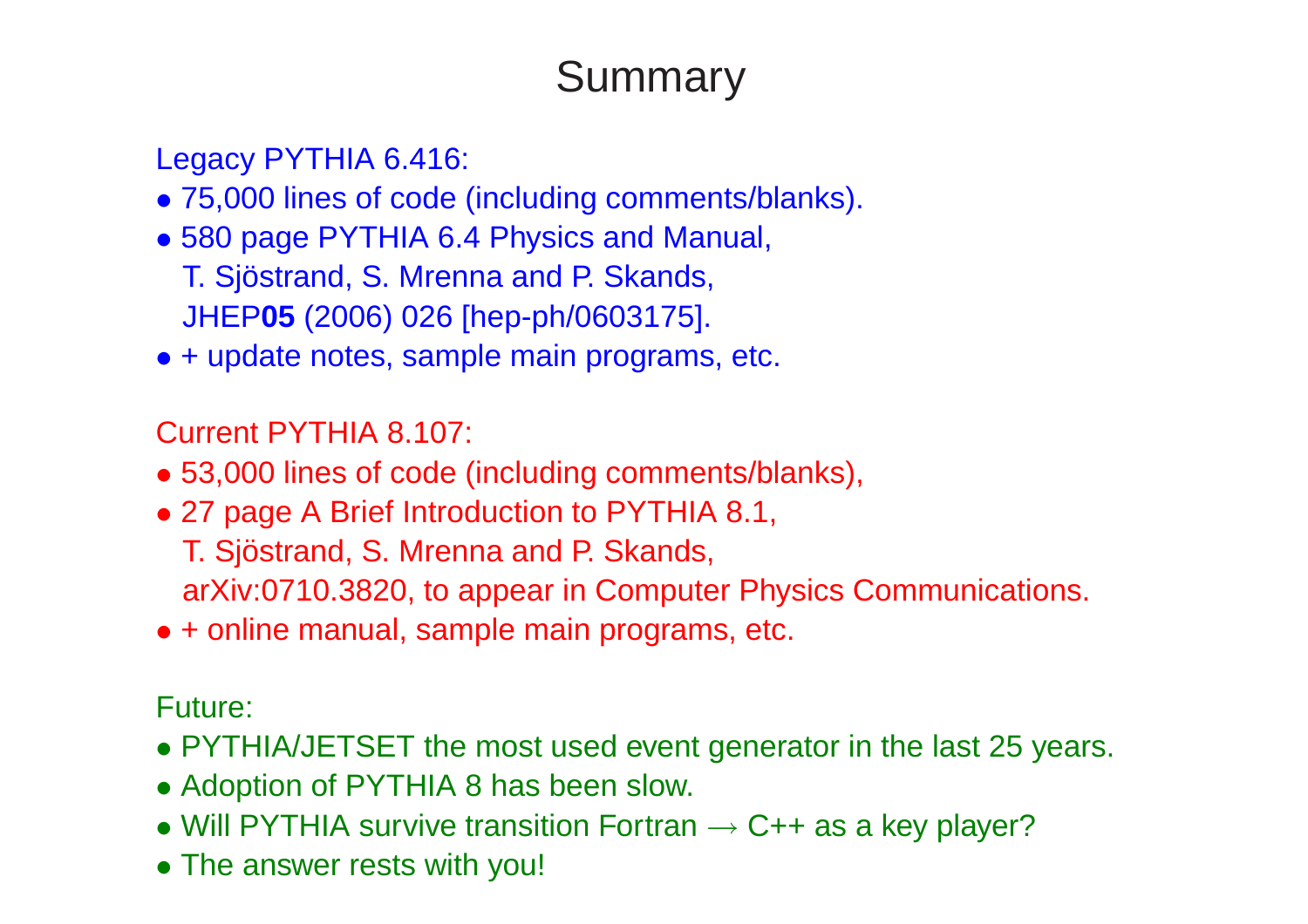# Summary

Legacy PYTHIA 6.416:

- 75,000 lines of code (including comments/blanks).
- 580 page PYTHIA 6.4 Physics and Manual,
  T. Sjöstrand, S. Mrenna and P. Skands,
  JHEP**05** (2006) 026 [hep-ph/0603175].
- + update notes, sample main programs, etc.

Current PYTHIA 8.107:

- 53,000 lines of code (including comments/blanks),
- 27 page A Brief Introduction to PYTHIA 8.1,
  T. Sjöstrand, S. Mrenna and P. Skands,
  arXiv:0710.3820, to appear in Computer Physics Communications.
- + online manual, sample main programs, etc.

Future:

- PYTHIA/JETSET the most used event generator in the last 25 years.
- Adoption of PYTHIA 8 has been slow.
- Will PYTHIA survive transition Fortran $\rightarrow$ C++ as a key player?
- The answer rests with you!